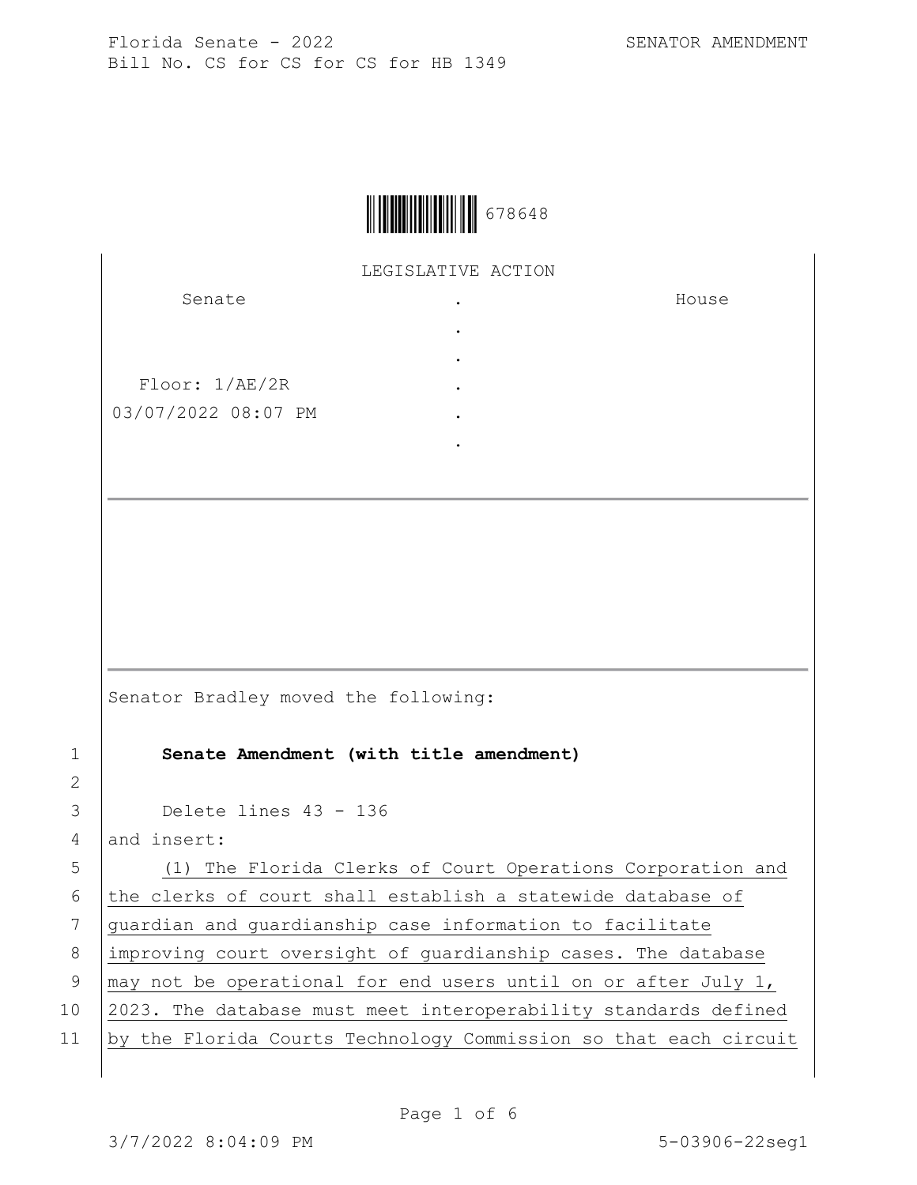Florida Senate - 2022 SENATOR AMENDMENT

Bill No. CS for CS for CS for HB 1349

678648

LEGISLATIVE ACTION

| Senate | . | House |
|---|---|---|
| | . | |
| | . | |
| Floor: 1/AE/2R | . | |
| 03/07/2022 08:07 PM | . | |
| | . | |

Senator Bradley moved the following:

1 **Senate Amendment (with title amendment)**

2

3 Delete lines 43 - 136

4 and insert:

5 (1) The Florida Clerks of Court Operations Corporation and

6 the clerks of court shall establish a statewide database of

7 guardian and guardianship case information to facilitate

8 improving court oversight of guardianship cases. The database

9 may not be operational for end users until on or after July 1,

10 2023. The database must meet interoperability standards defined

11 by the Florida Courts Technology Commission so that each circuit

3/7/2022 8:04:09 PM 5-03906-22seg1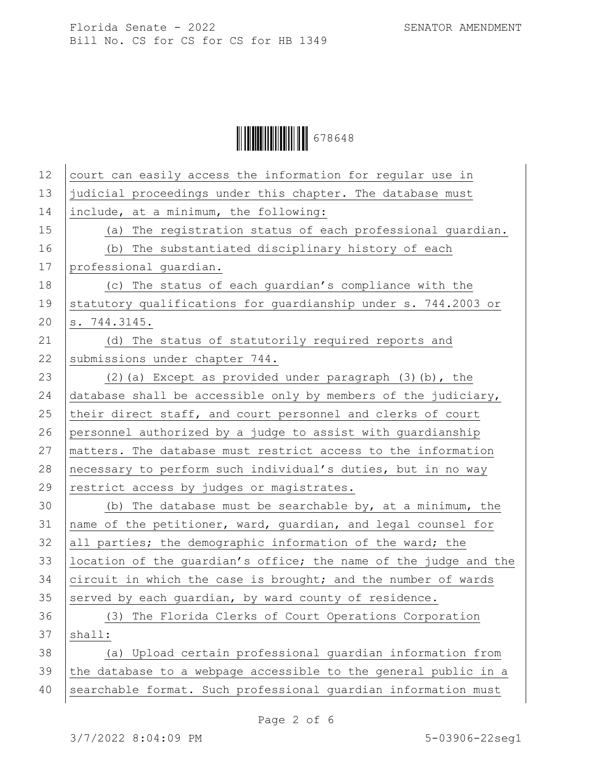court can easily access the information for regular use in judicial proceedings under this chapter. The database must include, at a minimum, the following:

(a) The registration status of each professional guardian.

(b) The substantiated disciplinary history of each professional guardian.

(c) The status of each guardian's compliance with the statutory qualifications for guardianship under s. 744.2003 or s. 744.3145.

(d) The status of statutorily required reports and submissions under chapter 744.

(2)(a) Except as provided under paragraph (3)(b), the database shall be accessible only by members of the judiciary, their direct staff, and court personnel and clerks of court personnel authorized by a judge to assist with guardianship matters. The database must restrict access to the information necessary to perform such individual's duties, but in no way restrict access by judges or magistrates.

(b) The database must be searchable by, at a minimum, the name of the petitioner, ward, guardian, and legal counsel for all parties; the demographic information of the ward; the location of the guardian's office; the name of the judge and the circuit in which the case is brought; and the number of wards served by each guardian, by ward county of residence.

(3) The Florida Clerks of Court Operations Corporation shall:

(a) Upload certain professional guardian information from the database to a webpage accessible to the general public in a searchable format. Such professional guardian information must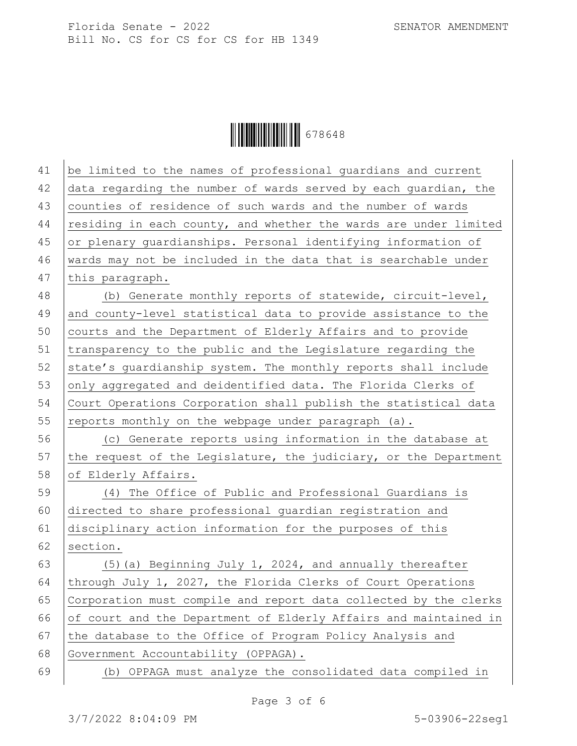be limited to the names of professional guardians and current data regarding the number of wards served by each guardian, the counties of residence of such wards and the number of wards residing in each county, and whether the wards are under limited or plenary guardianships. Personal identifying information of wards may not be included in the data that is searchable under this paragraph.

(b) Generate monthly reports of statewide, circuit-level, and county-level statistical data to provide assistance to the courts and the Department of Elderly Affairs and to provide transparency to the public and the Legislature regarding the state's guardianship system. The monthly reports shall include only aggregated and deidentified data. The Florida Clerks of Court Operations Corporation shall publish the statistical data reports monthly on the webpage under paragraph (a).

(c) Generate reports using information in the database at the request of the Legislature, the judiciary, or the Department of Elderly Affairs.

(4) The Office of Public and Professional Guardians is directed to share professional guardian registration and disciplinary action information for the purposes of this section.

(5)(a) Beginning July 1, 2024, and annually thereafter through July 1, 2027, the Florida Clerks of Court Operations Corporation must compile and report data collected by the clerks of court and the Department of Elderly Affairs and maintained in the database to the Office of Program Policy Analysis and Government Accountability (OPPAGA).

(b) OPPAGA must analyze the consolidated data compiled in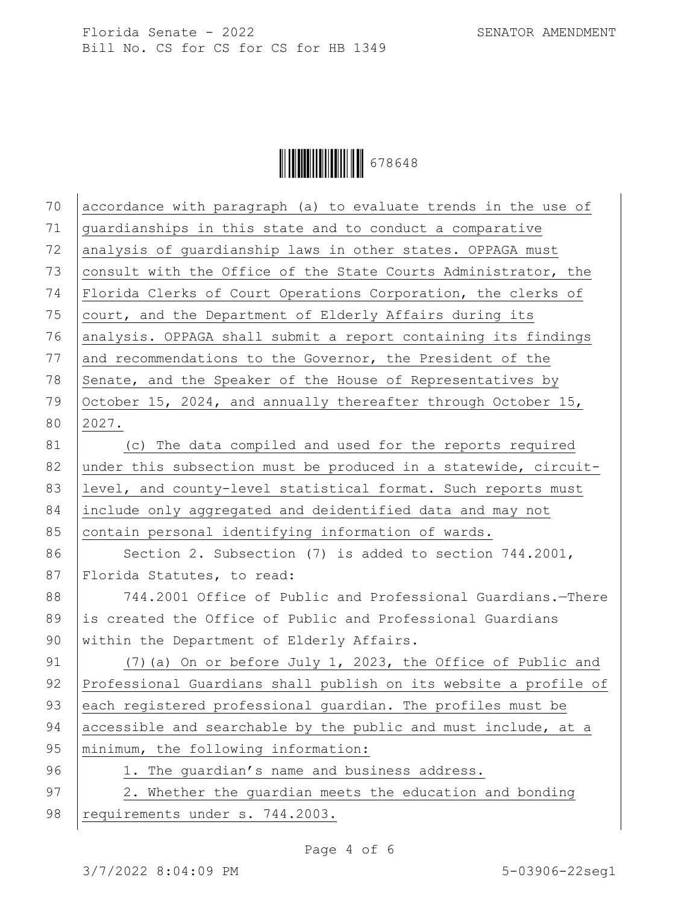accordance with paragraph (a) to evaluate trends in the use of guardianships in this state and to conduct a comparative analysis of guardianship laws in other states. OPPAGA must consult with the Office of the State Courts Administrator, the Florida Clerks of Court Operations Corporation, the clerks of court, and the Department of Elderly Affairs during its analysis. OPPAGA shall submit a report containing its findings and recommendations to the Governor, the President of the Senate, and the Speaker of the House of Representatives by October 15, 2024, and annually thereafter through October 15, 2027.

(c) The data compiled and used for the reports required under this subsection must be produced in a statewide, circuit-level, and county-level statistical format. Such reports must include only aggregated and deidentified data and may not contain personal identifying information of wards.

Section 2. Subsection (7) is added to section 744.2001, Florida Statutes, to read:

744.2001 Office of Public and Professional Guardians.—There is created the Office of Public and Professional Guardians within the Department of Elderly Affairs.

(7)(a) On or before July 1, 2023, the Office of Public and Professional Guardians shall publish on its website a profile of each registered professional guardian. The profiles must be accessible and searchable by the public and must include, at a minimum, the following information:

1. The guardian's name and business address.

2. Whether the guardian meets the education and bonding requirements under s. 744.2003.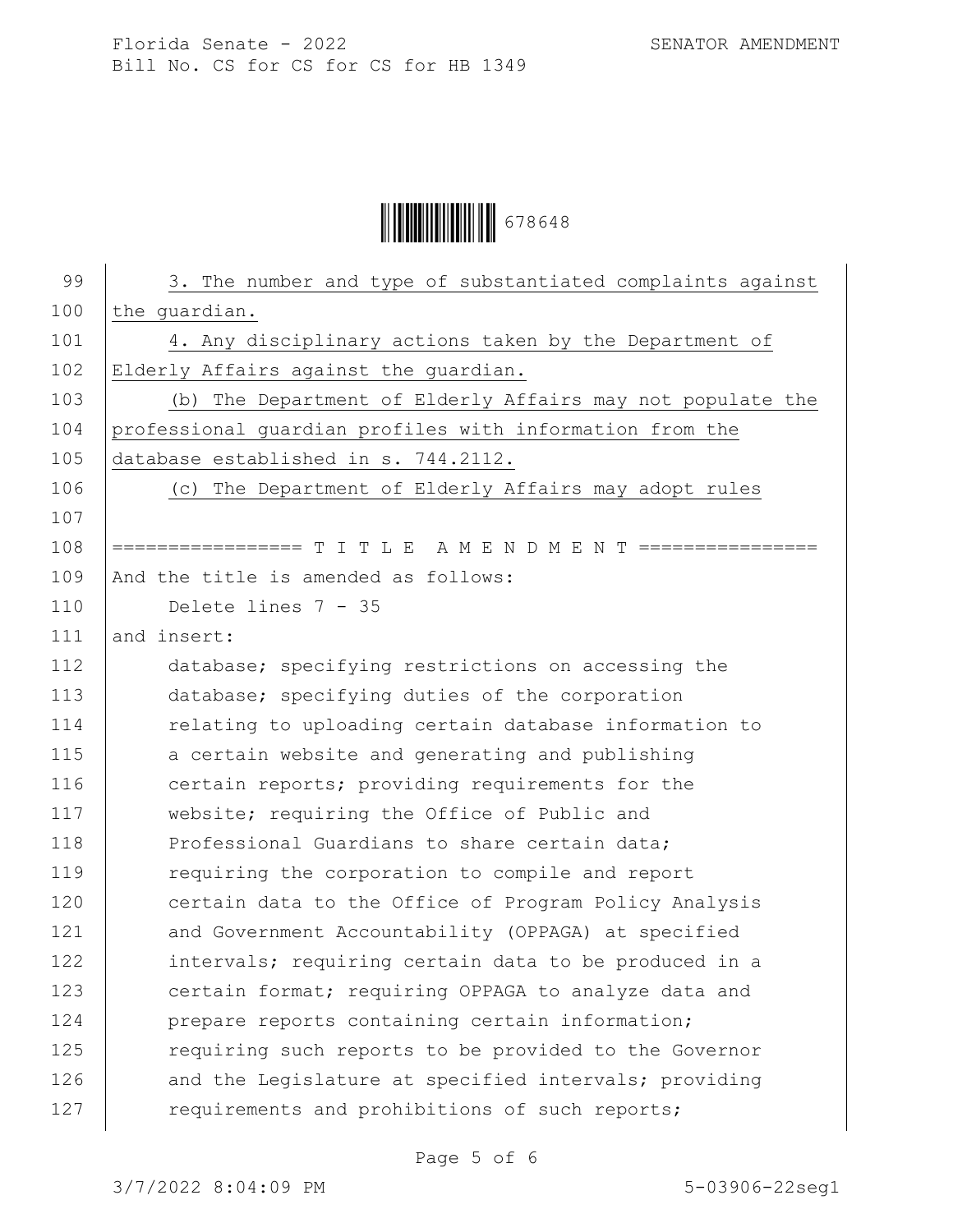3. The number and type of substantiated complaints against the guardian.

4. Any disciplinary actions taken by the Department of Elderly Affairs against the guardian.

(b) The Department of Elderly Affairs may not populate the professional guardian profiles with information from the database established in s. 744.2112.

(c) The Department of Elderly Affairs may adopt rules

================= T I T L E   A M E N D M E N T ================

And the title is amended as follows:

Delete lines 7 - 35

and insert:

database; specifying restrictions on accessing the database; specifying duties of the corporation relating to uploading certain database information to a certain website and generating and publishing certain reports; providing requirements for the website; requiring the Office of Public and Professional Guardians to share certain data; requiring the corporation to compile and report certain data to the Office of Program Policy Analysis and Government Accountability (OPPAGA) at specified intervals; requiring certain data to be produced in a certain format; requiring OPPAGA to analyze data and prepare reports containing certain information; requiring such reports to be provided to the Governor and the Legislature at specified intervals; providing requirements and prohibitions of such reports;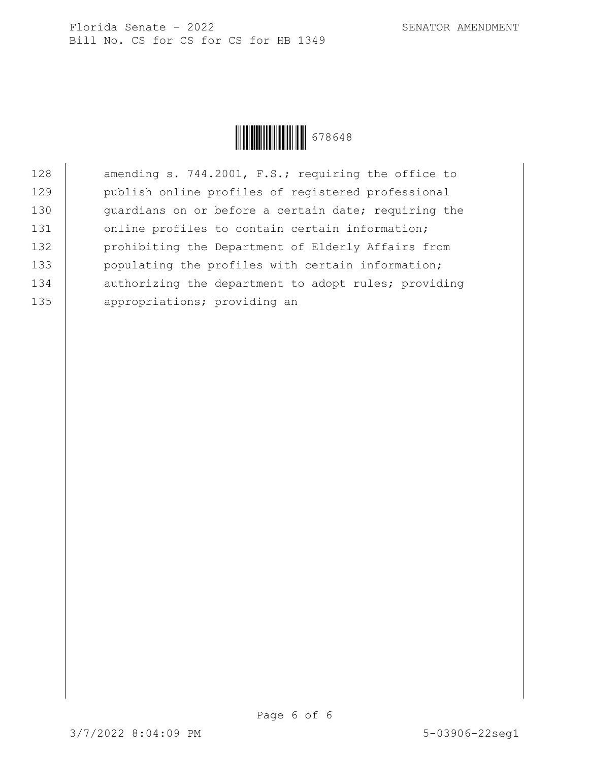128 amending s. 744.2001, F.S.; requiring the office to
129 publish online profiles of registered professional
130 guardians on or before a certain date; requiring the
131 online profiles to contain certain information;
132 prohibiting the Department of Elderly Affairs from
133 populating the profiles with certain information;
134 authorizing the department to adopt rules; providing
135 appropriations; providing an